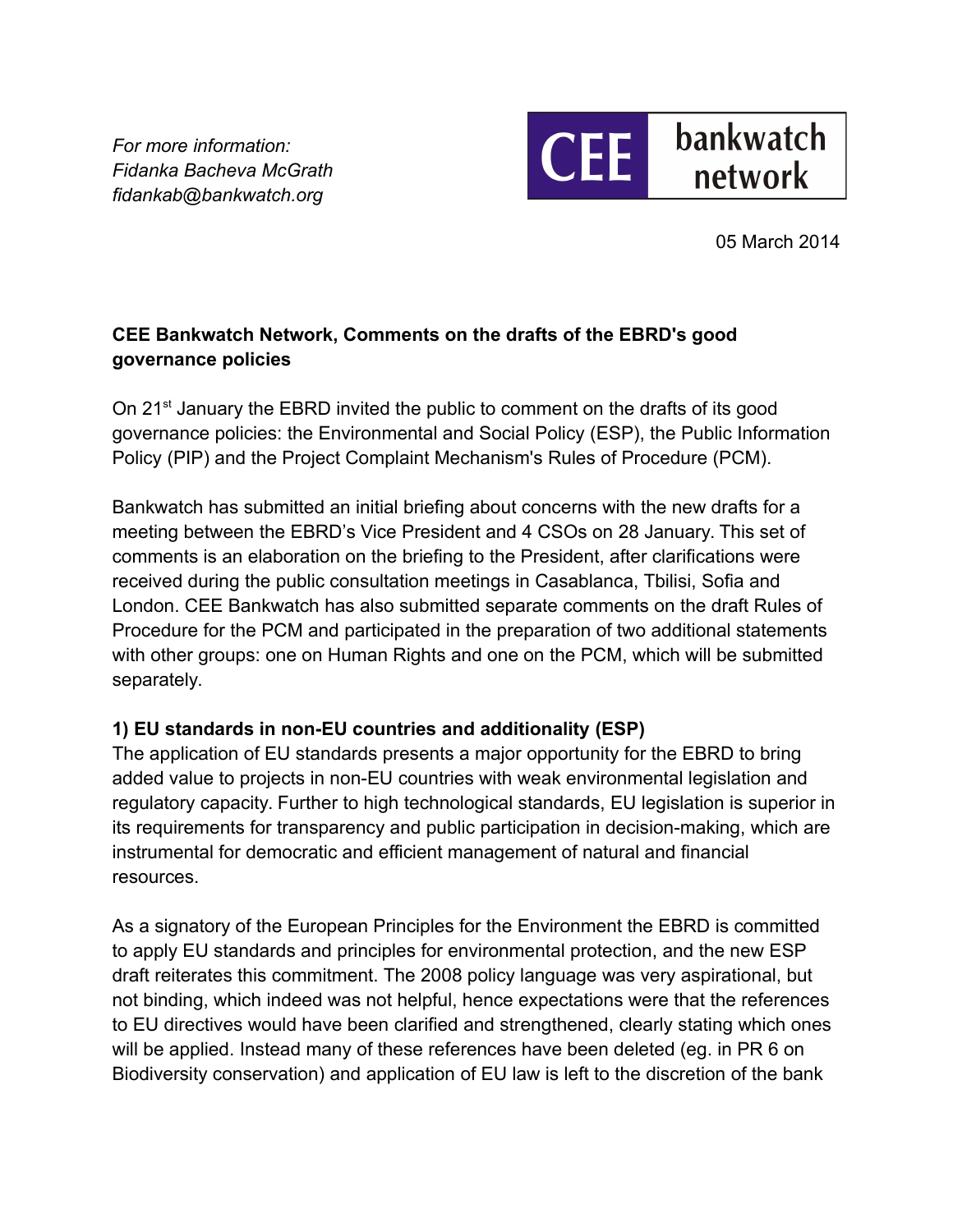*For more information:*
*Fidanka Bacheva McGrath*
*fidankab@bankwatch.org*

CEE bankwatch network

05 March 2014

**CEE Bankwatch Network, Comments on the drafts of the EBRD's good governance policies**

On 21st January the EBRD invited the public to comment on the drafts of its good governance policies: the Environmental and Social Policy (ESP), the Public Information Policy (PIP) and the Project Complaint Mechanism's Rules of Procedure (PCM).

Bankwatch has submitted an initial briefing about concerns with the new drafts for a meeting between the EBRD's Vice President and 4 CSOs on 28 January. This set of comments is an elaboration on the briefing to the President, after clarifications were received during the public consultation meetings in Casablanca, Tbilisi, Sofia and London. CEE Bankwatch has also submitted separate comments on the draft Rules of Procedure for the PCM and participated in the preparation of two additional statements with other groups: one on Human Rights and one on the PCM, which will be submitted separately.

**1) EU standards in non-EU countries and additionality (ESP)**

The application of EU standards presents a major opportunity for the EBRD to bring added value to projects in non-EU countries with weak environmental legislation and regulatory capacity. Further to high technological standards, EU legislation is superior in its requirements for transparency and public participation in decision-making, which are instrumental for democratic and efficient management of natural and financial resources.

As a signatory of the European Principles for the Environment the EBRD is committed to apply EU standards and principles for environmental protection, and the new ESP draft reiterates this commitment. The 2008 policy language was very aspirational, but not binding, which indeed was not helpful, hence expectations were that the references to EU directives would have been clarified and strengthened, clearly stating which ones will be applied. Instead many of these references have been deleted (eg. in PR 6 on Biodiversity conservation) and application of EU law is left to the discretion of the bank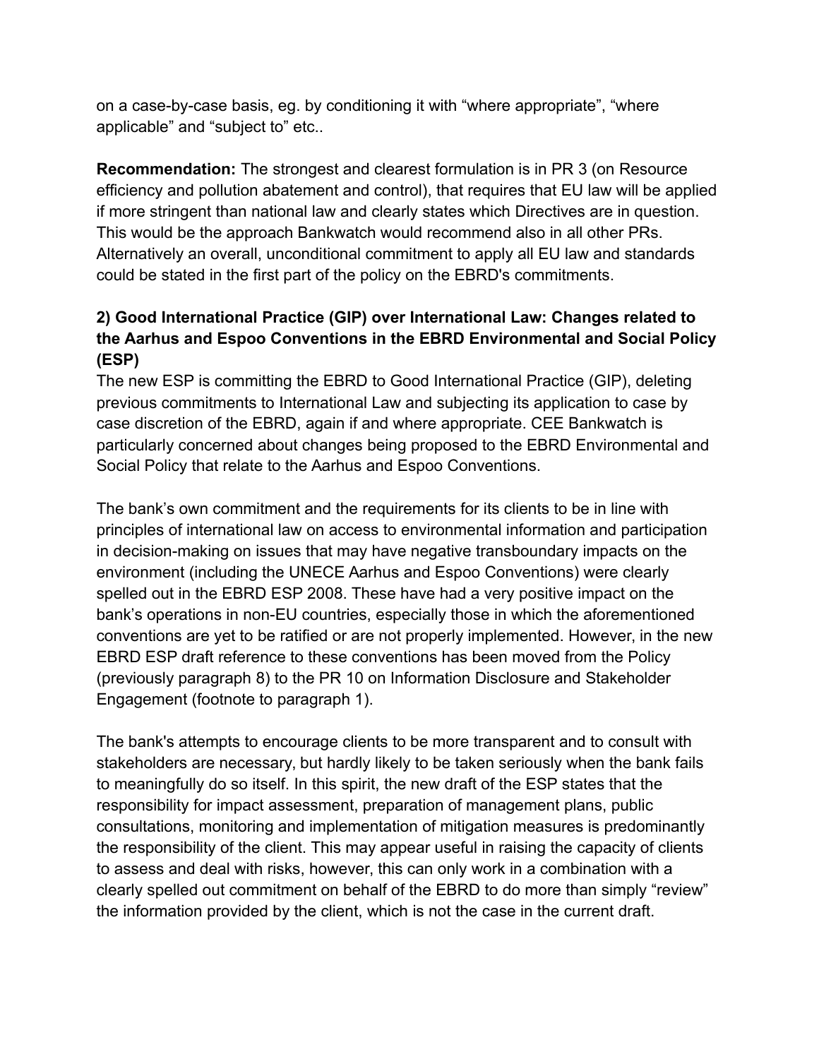on a case-by-case basis, eg. by conditioning it with "where appropriate", "where applicable" and "subject to" etc..

**Recommendation:** The strongest and clearest formulation is in PR 3 (on Resource efficiency and pollution abatement and control), that requires that EU law will be applied if more stringent than national law and clearly states which Directives are in question. This would be the approach Bankwatch would recommend also in all other PRs. Alternatively an overall, unconditional commitment to apply all EU law and standards could be stated in the first part of the policy on the EBRD's commitments.

### 2) Good International Practice (GIP) over International Law: Changes related to the Aarhus and Espoo Conventions in the EBRD Environmental and Social Policy (ESP)

The new ESP is committing the EBRD to Good International Practice (GIP), deleting previous commitments to International Law and subjecting its application to case by case discretion of the EBRD, again if and where appropriate. CEE Bankwatch is particularly concerned about changes being proposed to the EBRD Environmental and Social Policy that relate to the Aarhus and Espoo Conventions.

The bank's own commitment and the requirements for its clients to be in line with principles of international law on access to environmental information and participation in decision-making on issues that may have negative transboundary impacts on the environment (including the UNECE Aarhus and Espoo Conventions) were clearly spelled out in the EBRD ESP 2008. These have had a very positive impact on the bank's operations in non-EU countries, especially those in which the aforementioned conventions are yet to be ratified or are not properly implemented. However, in the new EBRD ESP draft reference to these conventions has been moved from the Policy (previously paragraph 8) to the PR 10 on Information Disclosure and Stakeholder Engagement (footnote to paragraph 1).

The bank's attempts to encourage clients to be more transparent and to consult with stakeholders are necessary, but hardly likely to be taken seriously when the bank fails to meaningfully do so itself. In this spirit, the new draft of the ESP states that the responsibility for impact assessment, preparation of management plans, public consultations, monitoring and implementation of mitigation measures is predominantly the responsibility of the client. This may appear useful in raising the capacity of clients to assess and deal with risks, however, this can only work in a combination with a clearly spelled out commitment on behalf of the EBRD to do more than simply "review" the information provided by the client, which is not the case in the current draft.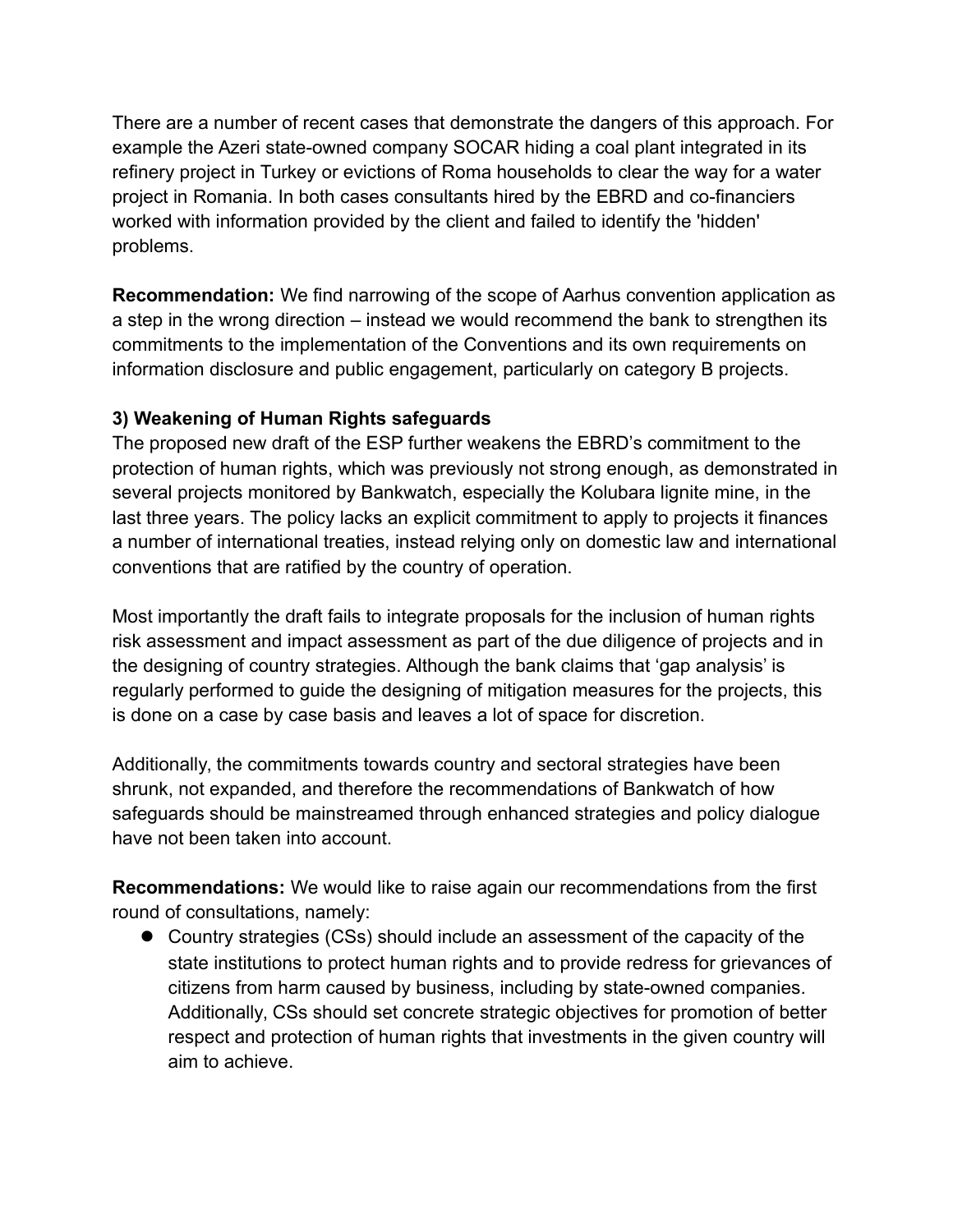There are a number of recent cases that demonstrate the dangers of this approach. For example the Azeri state-owned company SOCAR hiding a coal plant integrated in its refinery project in Turkey or evictions of Roma households to clear the way for a water project in Romania. In both cases consultants hired by the EBRD and co-financiers worked with information provided by the client and failed to identify the 'hidden' problems.

**Recommendation:** We find narrowing of the scope of Aarhus convention application as a step in the wrong direction – instead we would recommend the bank to strengthen its commitments to the implementation of the Conventions and its own requirements on information disclosure and public engagement, particularly on category B projects.

**3) Weakening of Human Rights safeguards**

The proposed new draft of the ESP further weakens the EBRD's commitment to the protection of human rights, which was previously not strong enough, as demonstrated in several projects monitored by Bankwatch, especially the Kolubara lignite mine, in the last three years. The policy lacks an explicit commitment to apply to projects it finances a number of international treaties, instead relying only on domestic law and international conventions that are ratified by the country of operation.

Most importantly the draft fails to integrate proposals for the inclusion of human rights risk assessment and impact assessment as part of the due diligence of projects and in the designing of country strategies. Although the bank claims that 'gap analysis' is regularly performed to guide the designing of mitigation measures for the projects, this is done on a case by case basis and leaves a lot of space for discretion.

Additionally, the commitments towards country and sectoral strategies have been shrunk, not expanded, and therefore the recommendations of Bankwatch of how safeguards should be mainstreamed through enhanced strategies and policy dialogue have not been taken into account.

**Recommendations:** We would like to raise again our recommendations from the first round of consultations, namely:

- Country strategies (CSs) should include an assessment of the capacity of the state institutions to protect human rights and to provide redress for grievances of citizens from harm caused by business, including by state-owned companies. Additionally, CSs should set concrete strategic objectives for promotion of better respect and protection of human rights that investments in the given country will aim to achieve.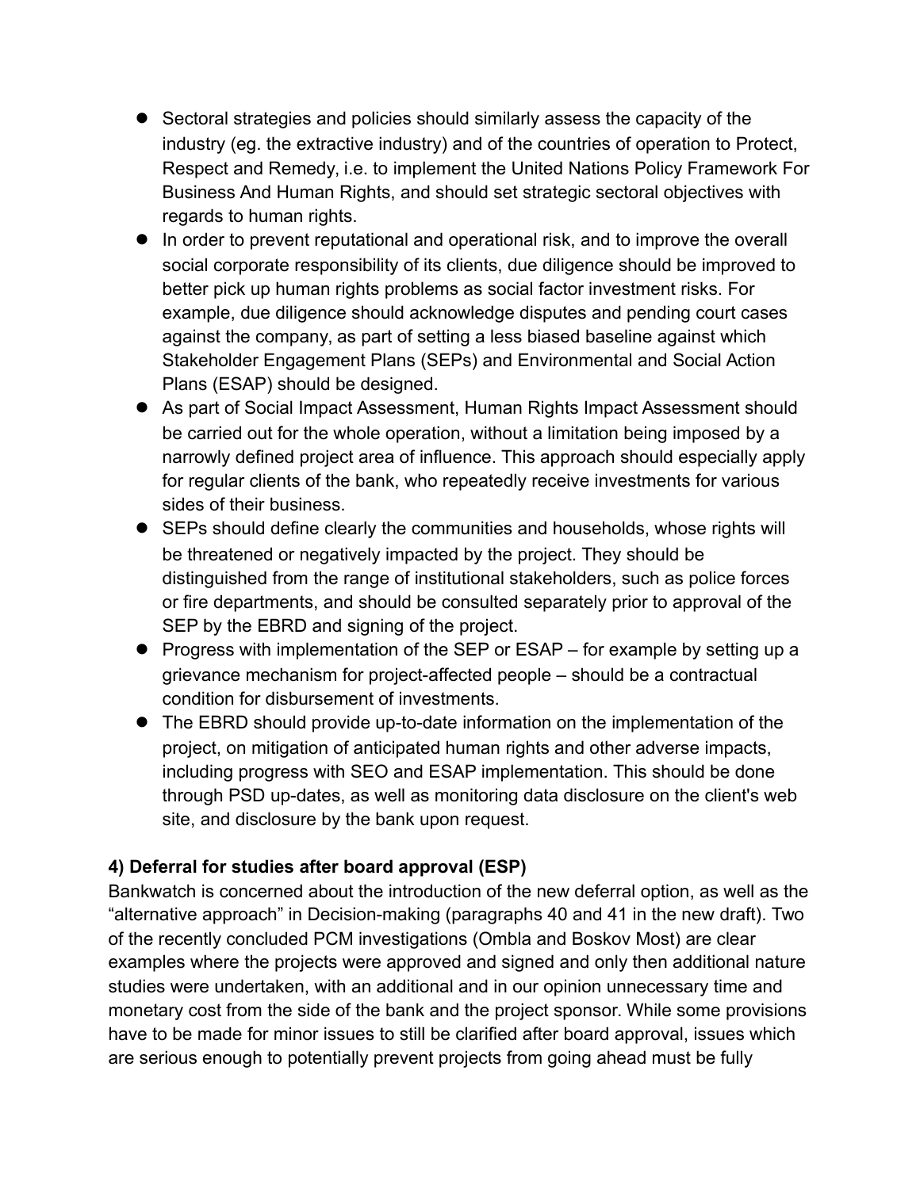- Sectoral strategies and policies should similarly assess the capacity of the industry (eg. the extractive industry) and of the countries of operation to Protect, Respect and Remedy, i.e. to implement the United Nations Policy Framework For Business And Human Rights, and should set strategic sectoral objectives with regards to human rights.
- In order to prevent reputational and operational risk, and to improve the overall social corporate responsibility of its clients, due diligence should be improved to better pick up human rights problems as social factor investment risks. For example, due diligence should acknowledge disputes and pending court cases against the company, as part of setting a less biased baseline against which Stakeholder Engagement Plans (SEPs) and Environmental and Social Action Plans (ESAP) should be designed.
- As part of Social Impact Assessment, Human Rights Impact Assessment should be carried out for the whole operation, without a limitation being imposed by a narrowly defined project area of influence. This approach should especially apply for regular clients of the bank, who repeatedly receive investments for various sides of their business.
- SEPs should define clearly the communities and households, whose rights will be threatened or negatively impacted by the project. They should be distinguished from the range of institutional stakeholders, such as police forces or fire departments, and should be consulted separately prior to approval of the SEP by the EBRD and signing of the project.
- Progress with implementation of the SEP or ESAP – for example by setting up a grievance mechanism for project-affected people – should be a contractual condition for disbursement of investments.
- The EBRD should provide up-to-date information on the implementation of the project, on mitigation of anticipated human rights and other adverse impacts, including progress with SEO and ESAP implementation. This should be done through PSD up-dates, as well as monitoring data disclosure on the client's web site, and disclosure by the bank upon request.

**4) Deferral for studies after board approval (ESP)**

Bankwatch is concerned about the introduction of the new deferral option, as well as the "alternative approach" in Decision-making (paragraphs 40 and 41 in the new draft). Two of the recently concluded PCM investigations (Ombla and Boskov Most) are clear examples where the projects were approved and signed and only then additional nature studies were undertaken, with an additional and in our opinion unnecessary time and monetary cost from the side of the bank and the project sponsor. While some provisions have to be made for minor issues to still be clarified after board approval, issues which are serious enough to potentially prevent projects from going ahead must be fully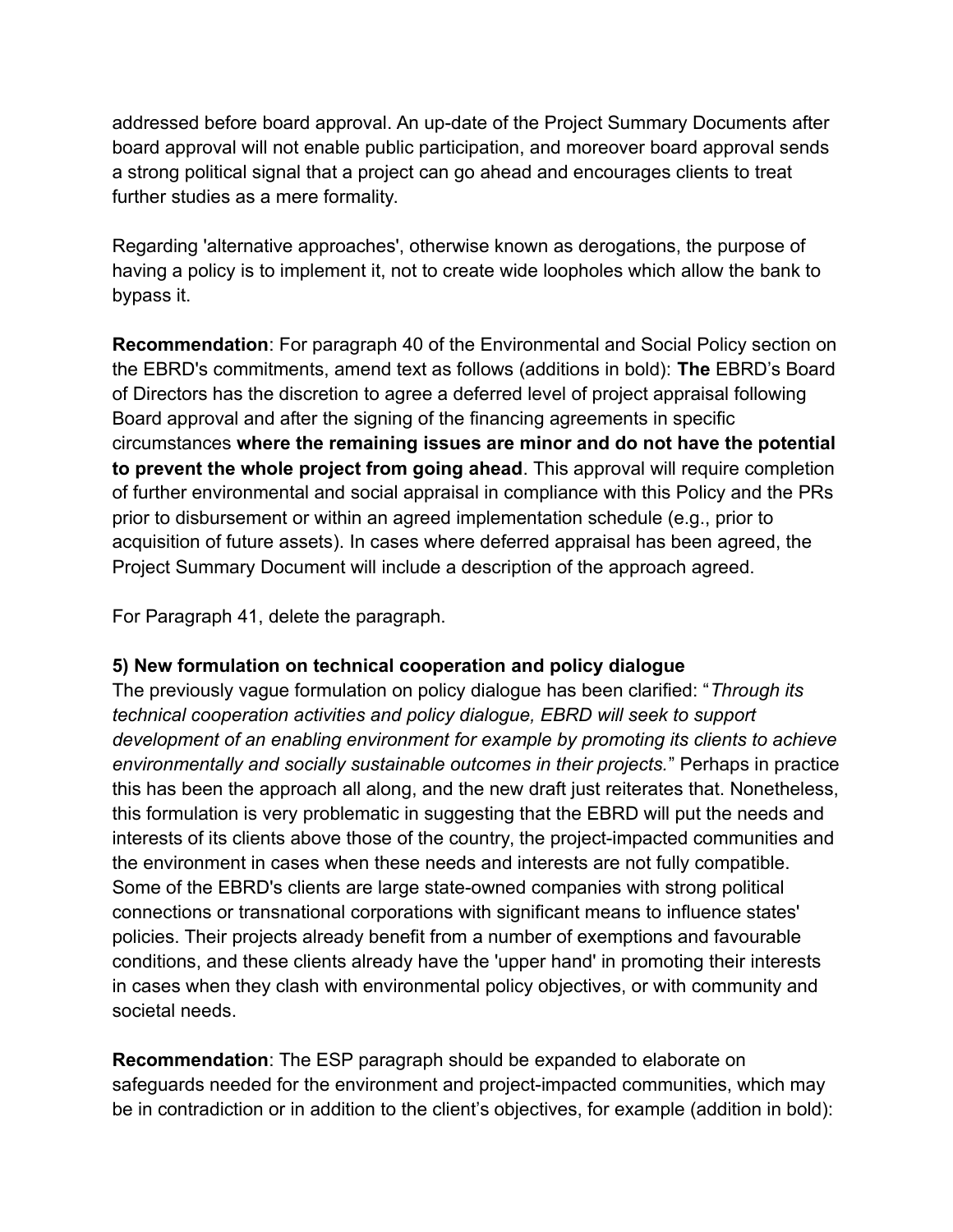addressed before board approval. An up-date of the Project Summary Documents after board approval will not enable public participation, and moreover board approval sends a strong political signal that a project can go ahead and encourages clients to treat further studies as a mere formality.

Regarding 'alternative approaches', otherwise known as derogations, the purpose of having a policy is to implement it, not to create wide loopholes which allow the bank to bypass it.

**Recommendation**: For paragraph 40 of the Environmental and Social Policy section on the EBRD's commitments, amend text as follows (additions in bold): **The** EBRD's Board of Directors has the discretion to agree a deferred level of project appraisal following Board approval and after the signing of the financing agreements in specific circumstances **where the remaining issues are minor and do not have the potential to prevent the whole project from going ahead**. This approval will require completion of further environmental and social appraisal in compliance with this Policy and the PRs prior to disbursement or within an agreed implementation schedule (e.g., prior to acquisition of future assets). In cases where deferred appraisal has been agreed, the Project Summary Document will include a description of the approach agreed.

For Paragraph 41, delete the paragraph.

**5) New formulation on technical cooperation and policy dialogue**

The previously vague formulation on policy dialogue has been clarified: "*Through its technical cooperation activities and policy dialogue, EBRD will seek to support development of an enabling environment for example by promoting its clients to achieve environmentally and socially sustainable outcomes in their projects.*" Perhaps in practice this has been the approach all along, and the new draft just reiterates that. Nonetheless, this formulation is very problematic in suggesting that the EBRD will put the needs and interests of its clients above those of the country, the project-impacted communities and the environment in cases when these needs and interests are not fully compatible. Some of the EBRD's clients are large state-owned companies with strong political connections or transnational corporations with significant means to influence states' policies. Their projects already benefit from a number of exemptions and favourable conditions, and these clients already have the 'upper hand' in promoting their interests in cases when they clash with environmental policy objectives, or with community and societal needs.

**Recommendation**: The ESP paragraph should be expanded to elaborate on safeguards needed for the environment and project-impacted communities, which may be in contradiction or in addition to the client's objectives, for example (addition in bold):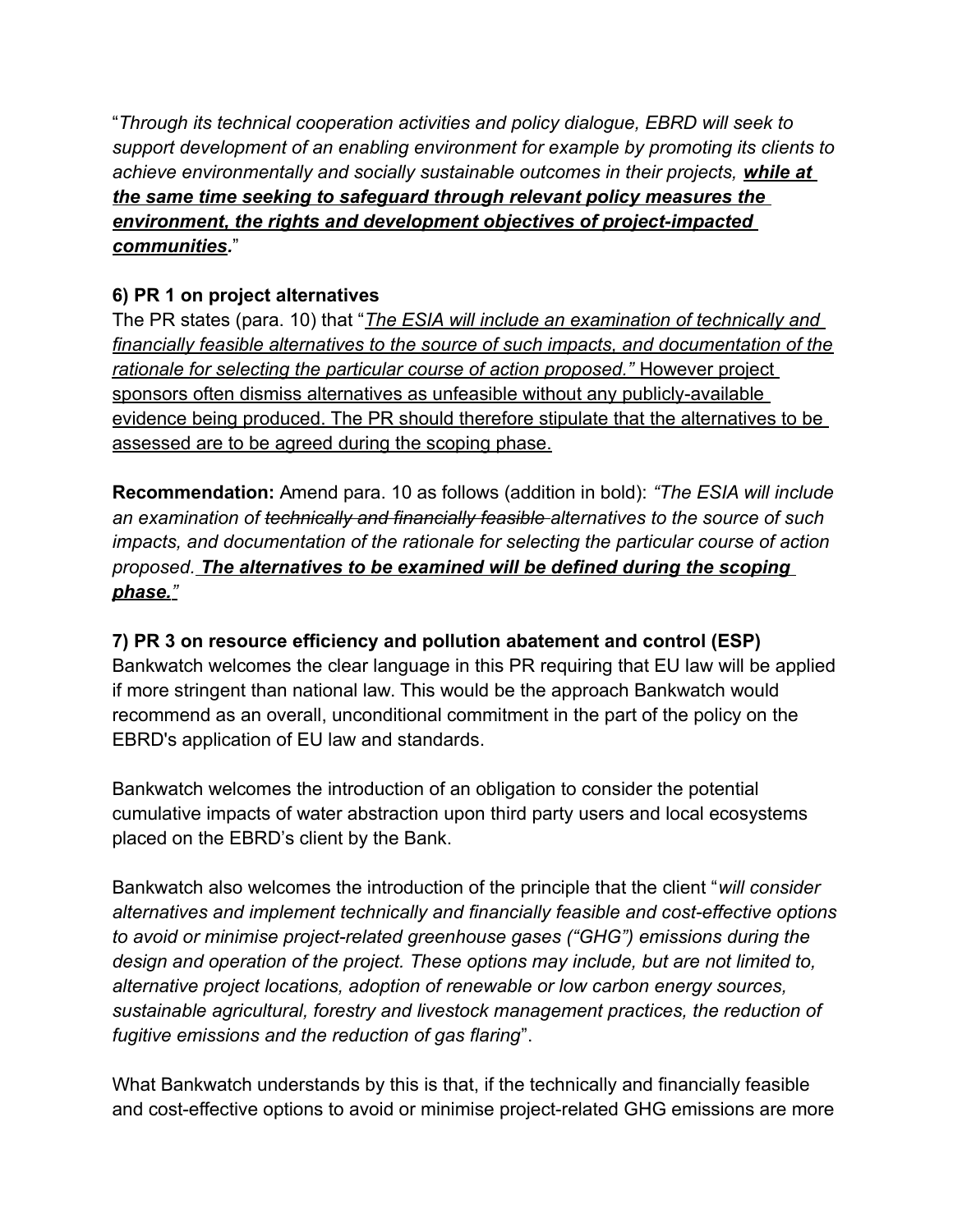"*Through its technical cooperation activities and policy dialogue, EBRD will seek to support development of an enabling environment for example by promoting its clients to achieve environmentally and socially sustainable outcomes in their projects, **while at the same time seeking to safeguard through relevant policy measures the environment, the rights and development objectives of project-impacted communities**.*"

**6) PR 1 on project alternatives**

The PR states (para. 10) that "*The ESIA will include an examination of technically and financially feasible alternatives to the source of such impacts, and documentation of the rationale for selecting the particular course of action proposed."* However project sponsors often dismiss alternatives as unfeasible without any publicly-available evidence being produced. The PR should therefore stipulate that the alternatives to be assessed are to be agreed during the scoping phase.

**Recommendation:** Amend para. 10 as follows (addition in bold): *"The ESIA will include an examination of ~~technically and financially feasible~~ alternatives to the source of such impacts, and documentation of the rationale for selecting the particular course of action proposed. **The alternatives to be examined will be defined during the scoping phase.**"*

**7) PR 3 on resource efficiency and pollution abatement and control (ESP)**

Bankwatch welcomes the clear language in this PR requiring that EU law will be applied if more stringent than national law. This would be the approach Bankwatch would recommend as an overall, unconditional commitment in the part of the policy on the EBRD's application of EU law and standards.

Bankwatch welcomes the introduction of an obligation to consider the potential cumulative impacts of water abstraction upon third party users and local ecosystems placed on the EBRD's client by the Bank.

Bankwatch also welcomes the introduction of the principle that the client "*will consider alternatives and implement technically and financially feasible and cost-effective options to avoid or minimise project-related greenhouse gases ("GHG") emissions during the design and operation of the project. These options may include, but are not limited to, alternative project locations, adoption of renewable or low carbon energy sources, sustainable agricultural, forestry and livestock management practices, the reduction of fugitive emissions and the reduction of gas flaring*".

What Bankwatch understands by this is that, if the technically and financially feasible and cost-effective options to avoid or minimise project-related GHG emissions are more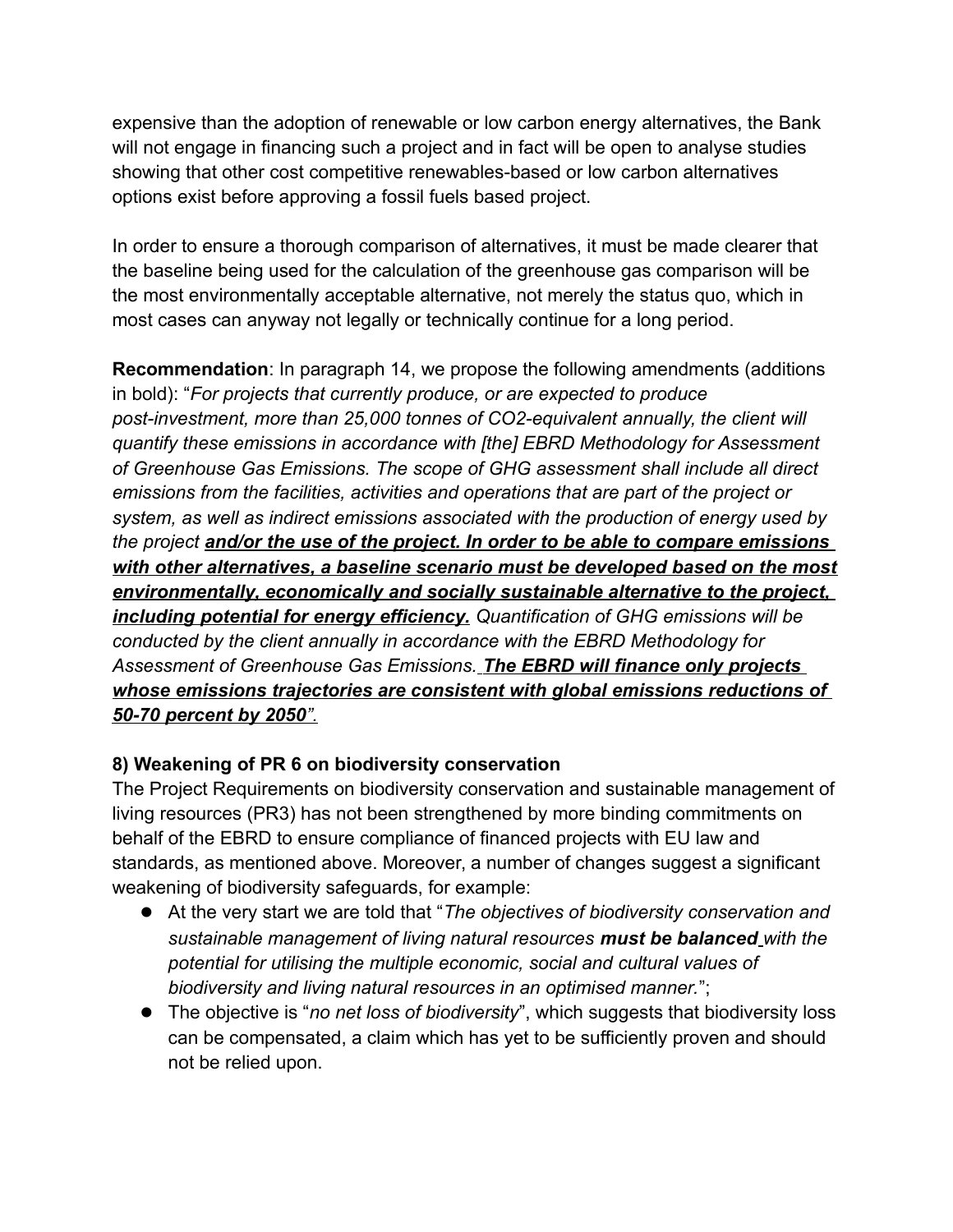expensive than the adoption of renewable or low carbon energy alternatives, the Bank will not engage in financing such a project and in fact will be open to analyse studies showing that other cost competitive renewables-based or low carbon alternatives options exist before approving a fossil fuels based project.

In order to ensure a thorough comparison of alternatives, it must be made clearer that the baseline being used for the calculation of the greenhouse gas comparison will be the most environmentally acceptable alternative, not merely the status quo, which in most cases can anyway not legally or technically continue for a long period.

**Recommendation**: In paragraph 14, we propose the following amendments (additions in bold): "*For projects that currently produce, or are expected to produce post-investment, more than 25,000 tonnes of CO2-equivalent annually, the client will quantify these emissions in accordance with [the] EBRD Methodology for Assessment of Greenhouse Gas Emissions. The scope of GHG assessment shall include all direct emissions from the facilities, activities and operations that are part of the project or system, as well as indirect emissions associated with the production of energy used by the project* ***and/or the use of the project. In order to be able to compare emissions with other alternatives, a baseline scenario must be developed based on the most environmentally, economically and socially sustainable alternative to the project, including potential for energy efficiency.*** *Quantification of GHG emissions will be conducted by the client annually in accordance with the EBRD Methodology for Assessment of Greenhouse Gas Emissions.* ***The EBRD will finance only projects whose emissions trajectories are consistent with global emissions reductions of 50-70 percent by 2050".***

### 8) Weakening of PR 6 on biodiversity conservation

The Project Requirements on biodiversity conservation and sustainable management of living resources (PR3) has not been strengthened by more binding commitments on behalf of the EBRD to ensure compliance of financed projects with EU law and standards, as mentioned above. Moreover, a number of changes suggest a significant weakening of biodiversity safeguards, for example:

- At the very start we are told that "*The objectives of biodiversity conservation and sustainable management of living natural resources* ***must be balanced*** *with the potential for utilising the multiple economic, social and cultural values of biodiversity and living natural resources in an optimised manner.*";
- The objective is "*no net loss of biodiversity*", which suggests that biodiversity loss can be compensated, a claim which has yet to be sufficiently proven and should not be relied upon.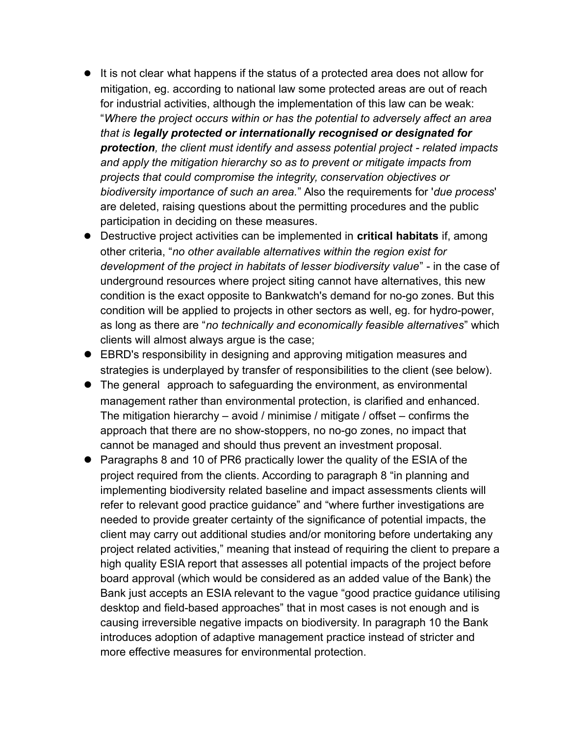- It is not clear what happens if the status of a protected area does not allow for mitigation, eg. according to national law some protected areas are out of reach for industrial activities, although the implementation of this law can be weak: "*Where the project occurs within or has the potential to adversely affect an area that is* ***legally protected or internationally recognised or designated for protection****, the client must identify and assess potential project - related impacts and apply the mitigation hierarchy so as to prevent or mitigate impacts from projects that could compromise the integrity, conservation objectives or biodiversity importance of such an area.*" Also the requirements for '*due process*' are deleted, raising questions about the permitting procedures and the public participation in deciding on these measures.
- Destructive project activities can be implemented in **critical habitats** if, among other criteria, "*no other available alternatives within the region exist for development of the project in habitats of lesser biodiversity value*" - in the case of underground resources where project siting cannot have alternatives, this new condition is the exact opposite to Bankwatch's demand for no-go zones. But this condition will be applied to projects in other sectors as well, eg. for hydro-power, as long as there are "*no technically and economically feasible alternatives*" which clients will almost always argue is the case;
- EBRD's responsibility in designing and approving mitigation measures and strategies is underplayed by transfer of responsibilities to the client (see below).
- The general approach to safeguarding the environment, as environmental management rather than environmental protection, is clarified and enhanced. The mitigation hierarchy – avoid / minimise / mitigate / offset – confirms the approach that there are no show-stoppers, no no-go zones, no impact that cannot be managed and should thus prevent an investment proposal.
- Paragraphs 8 and 10 of PR6 practically lower the quality of the ESIA of the project required from the clients. According to paragraph 8 "in planning and implementing biodiversity related baseline and impact assessments clients will refer to relevant good practice guidance" and "where further investigations are needed to provide greater certainty of the significance of potential impacts, the client may carry out additional studies and/or monitoring before undertaking any project related activities," meaning that instead of requiring the client to prepare a high quality ESIA report that assesses all potential impacts of the project before board approval (which would be considered as an added value of the Bank) the Bank just accepts an ESIA relevant to the vague "good practice guidance utilising desktop and field-based approaches" that in most cases is not enough and is causing irreversible negative impacts on biodiversity. In paragraph 10 the Bank introduces adoption of adaptive management practice instead of stricter and more effective measures for environmental protection.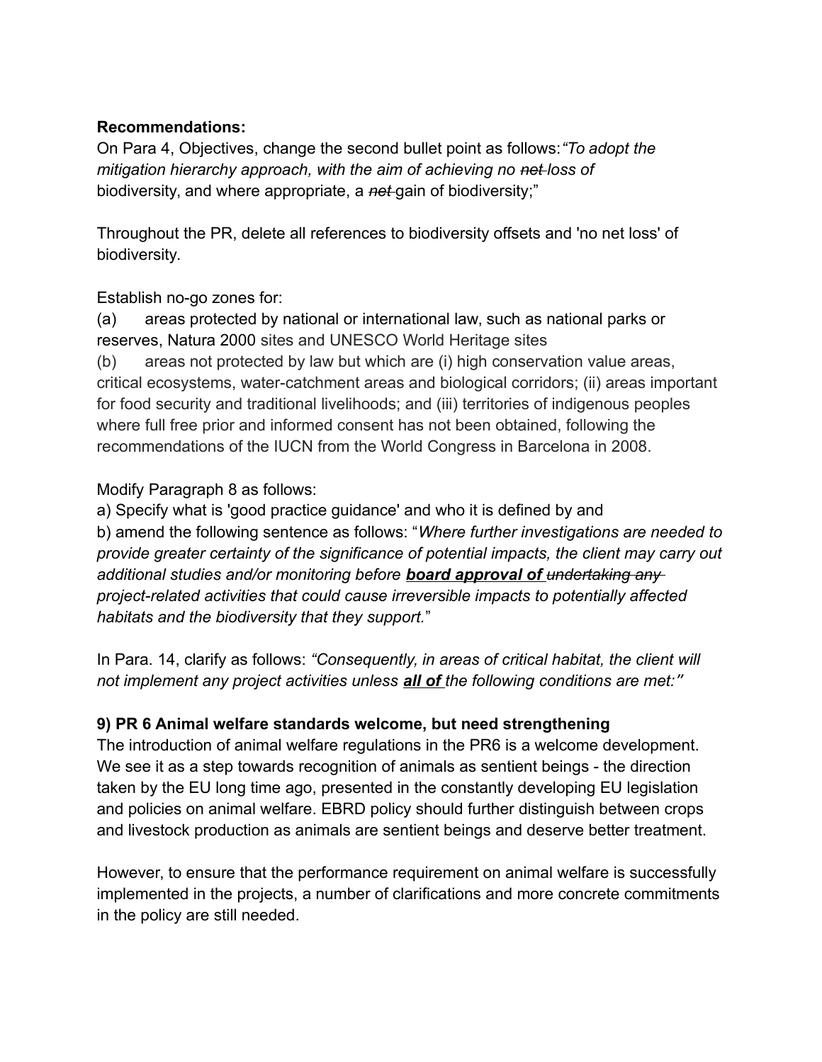**Recommendations:**
On Para 4, Objectives, change the second bullet point as follows: *"To adopt the mitigation hierarchy approach, with the aim of achieving no ~~net~~ loss of* biodiversity, and where appropriate, a *~~net~~* gain of biodiversity;"

Throughout the PR, delete all references to biodiversity offsets and 'no net loss' of biodiversity.

Establish no-go zones for:
(a) areas protected by national or international law, such as national parks or reserves, Natura 2000 sites and UNESCO World Heritage sites
(b) areas not protected by law but which are (i) high conservation value areas, critical ecosystems, water-catchment areas and biological corridors; (ii) areas important for food security and traditional livelihoods; and (iii) territories of indigenous peoples where full free prior and informed consent has not been obtained, following the recommendations of the IUCN from the World Congress in Barcelona in 2008.

Modify Paragraph 8 as follows:
a) Specify what is 'good practice guidance' and who it is defined by and
b) amend the following sentence as follows: "*Where further investigations are needed to provide greater certainty of the significance of potential impacts, the client may carry out additional studies and/or monitoring before **<u>board approval of</u>** ~~undertaking any~~ project-related activities that could cause irreversible impacts to potentially affected habitats and the biodiversity that they support.*"

In Para. 14, clarify as follows: *"Consequently, in areas of critical habitat, the client will not implement any project activities unless **<u>all of</u>** the following conditions are met:"*

### 9) PR 6 Animal welfare standards welcome, but need strengthening

The introduction of animal welfare regulations in the PR6 is a welcome development. We see it as a step towards recognition of animals as sentient beings - the direction taken by the EU long time ago, presented in the constantly developing EU legislation and policies on animal welfare. EBRD policy should further distinguish between crops and livestock production as animals are sentient beings and deserve better treatment.

However, to ensure that the performance requirement on animal welfare is successfully implemented in the projects, a number of clarifications and more concrete commitments in the policy are still needed.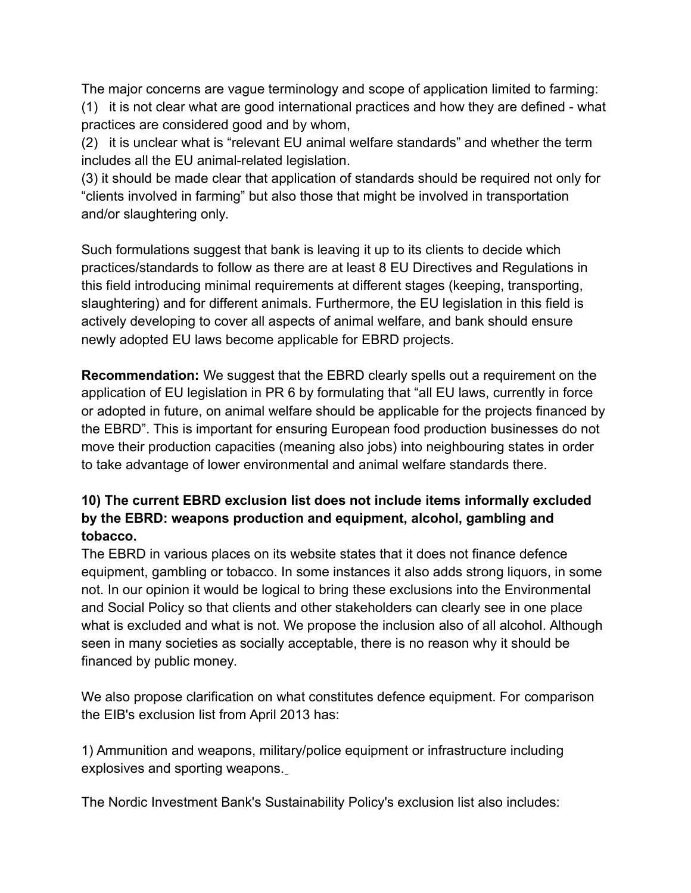The major concerns are vague terminology and scope of application limited to farming:

(1) it is not clear what are good international practices and how they are defined - what practices are considered good and by whom,

(2) it is unclear what is "relevant EU animal welfare standards" and whether the term includes all the EU animal-related legislation.

(3) it should be made clear that application of standards should be required not only for "clients involved in farming" but also those that might be involved in transportation and/or slaughtering only.

Such formulations suggest that bank is leaving it up to its clients to decide which practices/standards to follow as there are at least 8 EU Directives and Regulations in this field introducing minimal requirements at different stages (keeping, transporting, slaughtering) and for different animals. Furthermore, the EU legislation in this field is actively developing to cover all aspects of animal welfare, and bank should ensure newly adopted EU laws become applicable for EBRD projects.

**Recommendation:** We suggest that the EBRD clearly spells out a requirement on the application of EU legislation in PR 6 by formulating that "all EU laws, currently in force or adopted in future, on animal welfare should be applicable for the projects financed by the EBRD". This is important for ensuring European food production businesses do not move their production capacities (meaning also jobs) into neighbouring states in order to take advantage of lower environmental and animal welfare standards there.

### 10) The current EBRD exclusion list does not include items informally excluded by the EBRD: weapons production and equipment, alcohol, gambling and tobacco.

The EBRD in various places on its website states that it does not finance defence equipment, gambling or tobacco. In some instances it also adds strong liquors, in some not. In our opinion it would be logical to bring these exclusions into the Environmental and Social Policy so that clients and other stakeholders can clearly see in one place what is excluded and what is not. We propose the inclusion also of all alcohol. Although seen in many societies as socially acceptable, there is no reason why it should be financed by public money.

We also propose clarification on what constitutes defence equipment. For comparison the EIB's exclusion list from April 2013 has:

1) Ammunition and weapons, military/police equipment or infrastructure including explosives and sporting weapons.

The Nordic Investment Bank's Sustainability Policy's exclusion list also includes: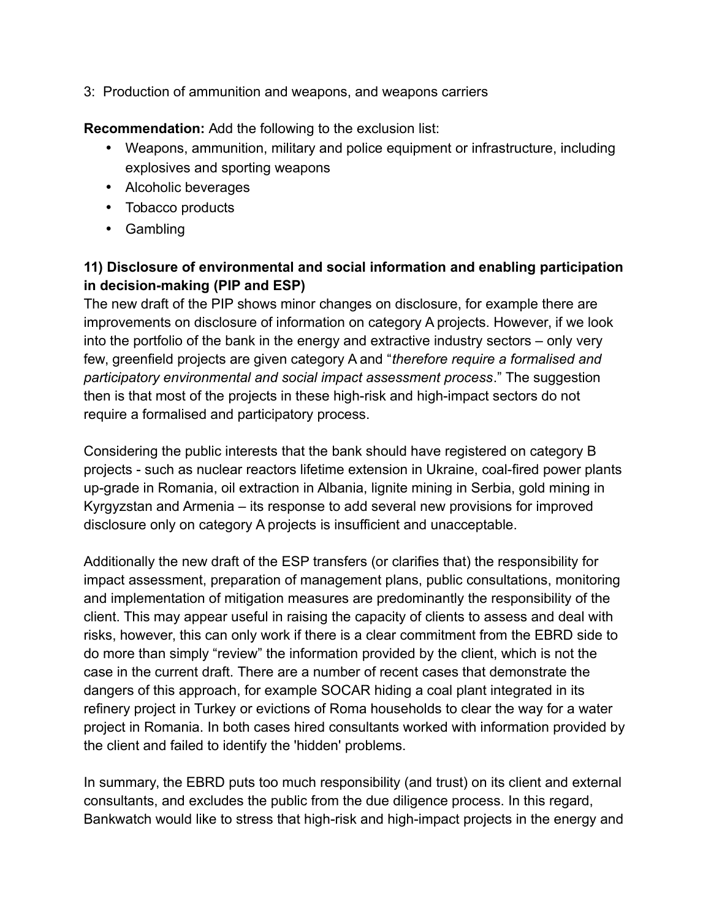3: Production of ammunition and weapons, and weapons carriers

**Recommendation:** Add the following to the exclusion list:

- Weapons, ammunition, military and police equipment or infrastructure, including explosives and sporting weapons
- Alcoholic beverages
- Tobacco products
- Gambling

**11) Disclosure of environmental and social information and enabling participation in decision-making (PIP and ESP)**

The new draft of the PIP shows minor changes on disclosure, for example there are improvements on disclosure of information on category A projects. However, if we look into the portfolio of the bank in the energy and extractive industry sectors – only very few, greenfield projects are given category A and "*therefore require a formalised and participatory environmental and social impact assessment process*." The suggestion then is that most of the projects in these high-risk and high-impact sectors do not require a formalised and participatory process.

Considering the public interests that the bank should have registered on category B projects - such as nuclear reactors lifetime extension in Ukraine, coal-fired power plants up-grade in Romania, oil extraction in Albania, lignite mining in Serbia, gold mining in Kyrgyzstan and Armenia – its response to add several new provisions for improved disclosure only on category A projects is insufficient and unacceptable.

Additionally the new draft of the ESP transfers (or clarifies that) the responsibility for impact assessment, preparation of management plans, public consultations, monitoring and implementation of mitigation measures are predominantly the responsibility of the client. This may appear useful in raising the capacity of clients to assess and deal with risks, however, this can only work if there is a clear commitment from the EBRD side to do more than simply "review" the information provided by the client, which is not the case in the current draft. There are a number of recent cases that demonstrate the dangers of this approach, for example SOCAR hiding a coal plant integrated in its refinery project in Turkey or evictions of Roma households to clear the way for a water project in Romania. In both cases hired consultants worked with information provided by the client and failed to identify the 'hidden' problems.

In summary, the EBRD puts too much responsibility (and trust) on its client and external consultants, and excludes the public from the due diligence process. In this regard, Bankwatch would like to stress that high-risk and high-impact projects in the energy and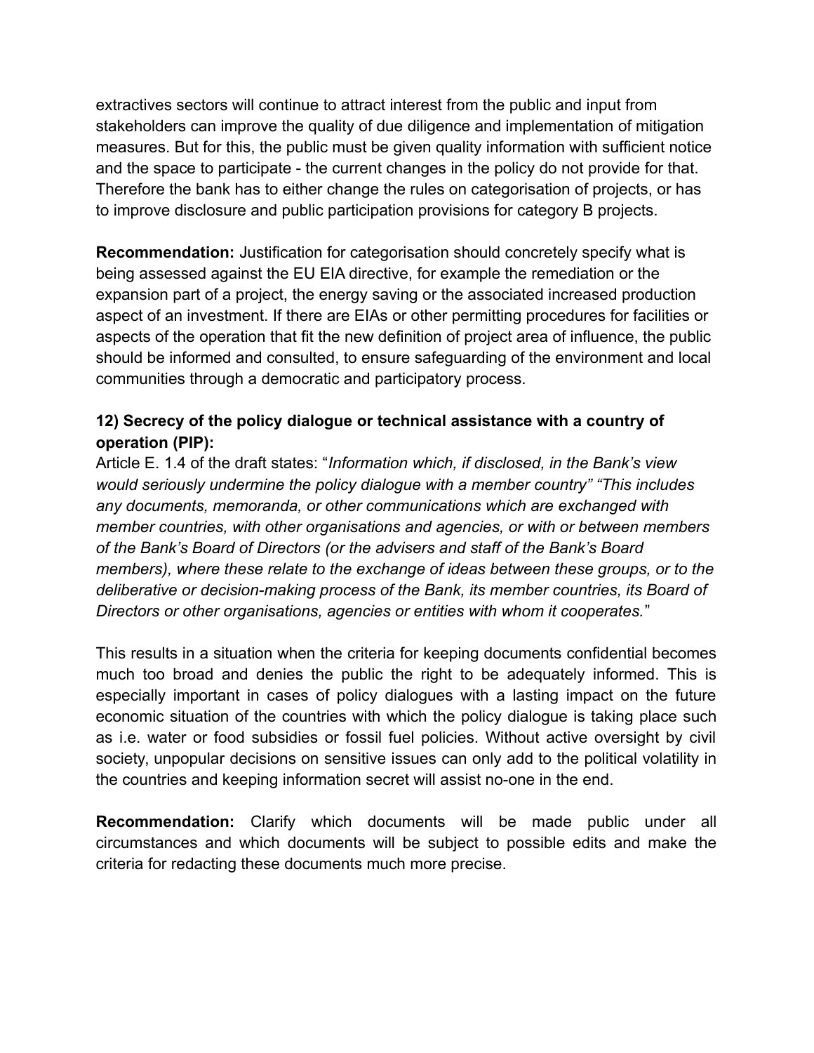extractives sectors will continue to attract interest from the public and input from stakeholders can improve the quality of due diligence and implementation of mitigation measures. But for this, the public must be given quality information with sufficient notice and the space to participate - the current changes in the policy do not provide for that. Therefore the bank has to either change the rules on categorisation of projects, or has to improve disclosure and public participation provisions for category B projects.

**Recommendation:** Justification for categorisation should concretely specify what is being assessed against the EU EIA directive, for example the remediation or the expansion part of a project, the energy saving or the associated increased production aspect of an investment. If there are EIAs or other permitting procedures for facilities or aspects of the operation that fit the new definition of project area of influence, the public should be informed and consulted, to ensure safeguarding of the environment and local communities through a democratic and participatory process.

### 12) Secrecy of the policy dialogue or technical assistance with a country of operation (PIP):

Article E. 1.4 of the draft states: "*Information which, if disclosed, in the Bank's view would seriously undermine the policy dialogue with a member country" "This includes any documents, memoranda, or other communications which are exchanged with member countries, with other organisations and agencies, or with or between members of the Bank's Board of Directors (or the advisers and staff of the Bank's Board members), where these relate to the exchange of ideas between these groups, or to the deliberative or decision-making process of the Bank, its member countries, its Board of Directors or other organisations, agencies or entities with whom it cooperates.*"

This results in a situation when the criteria for keeping documents confidential becomes much too broad and denies the public the right to be adequately informed. This is especially important in cases of policy dialogues with a lasting impact on the future economic situation of the countries with which the policy dialogue is taking place such as i.e. water or food subsidies or fossil fuel policies. Without active oversight by civil society, unpopular decisions on sensitive issues can only add to the political volatility in the countries and keeping information secret will assist no-one in the end.

**Recommendation:** Clarify which documents will be made public under all circumstances and which documents will be subject to possible edits and make the criteria for redacting these documents much more precise.